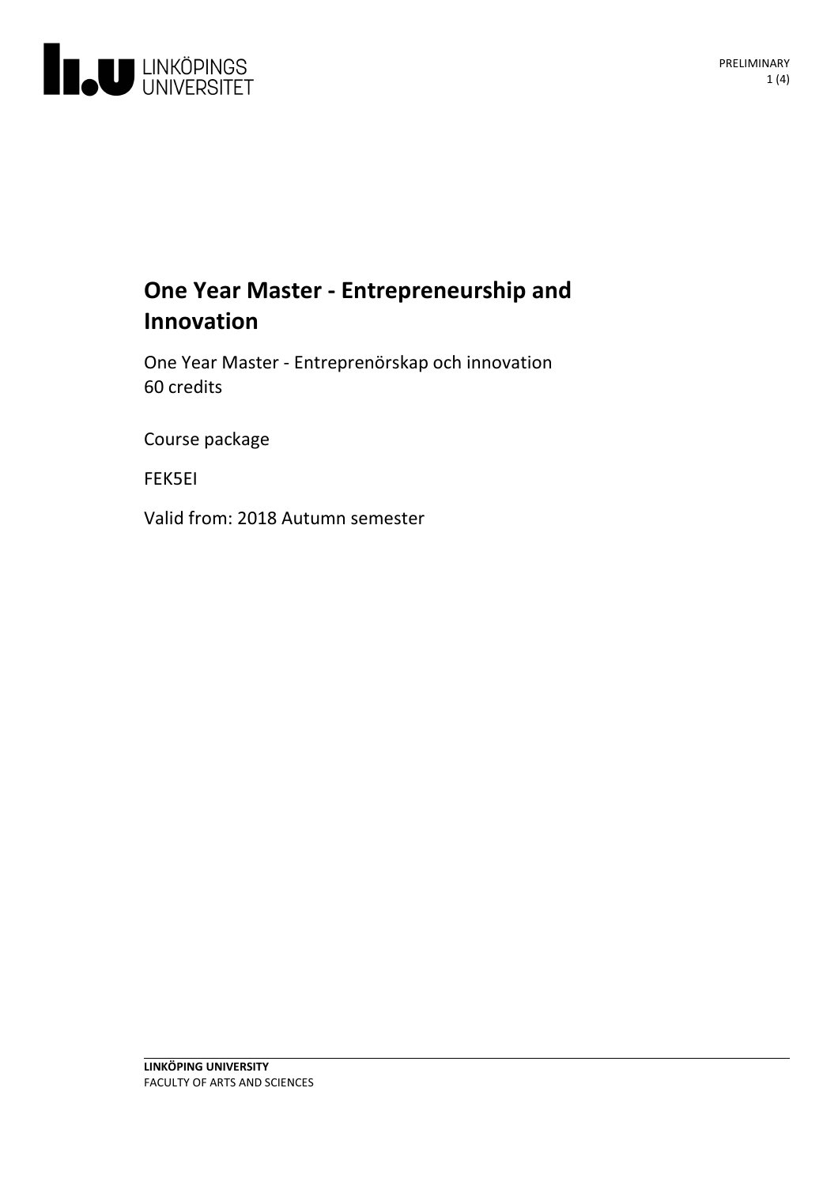# One Year Master - Entrepreneurship and Innovation

One Year Master - Entreprenörskap och innovation
60 credits

Course package

FEK5EI

Valid from: 2018 Autumn semester

**LINKÖPING UNIVERSITY**
FACULTY OF ARTS AND SCIENCES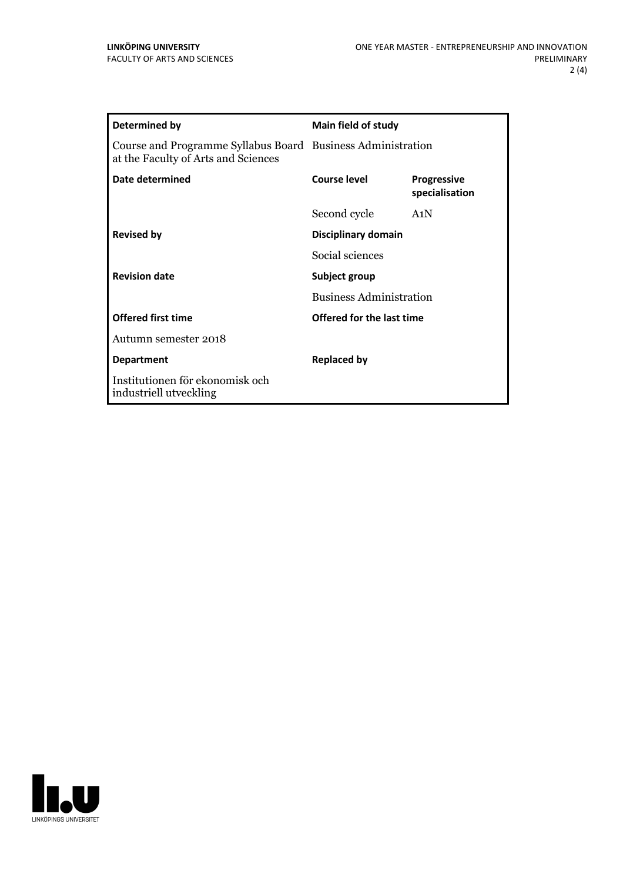| **Determined by** | **Main field of study** | |
|---|---|---|
| Course and Programme Syllabus Board at the Faculty of Arts and Sciences | Business Administration | |
| **Date determined** | **Course level** | **Progressive specialisation** |
| | Second cycle | A1N |
| **Revised by** | **Disciplinary domain** | |
| | Social sciences | |
| **Revision date** | **Subject group** | |
| | Business Administration | |
| **Offered first time** | **Offered for the last time** | |
| Autumn semester 2018 | | |
| **Department** | **Replaced by** | |
| Institutionen för ekonomisk och industriell utveckling | | |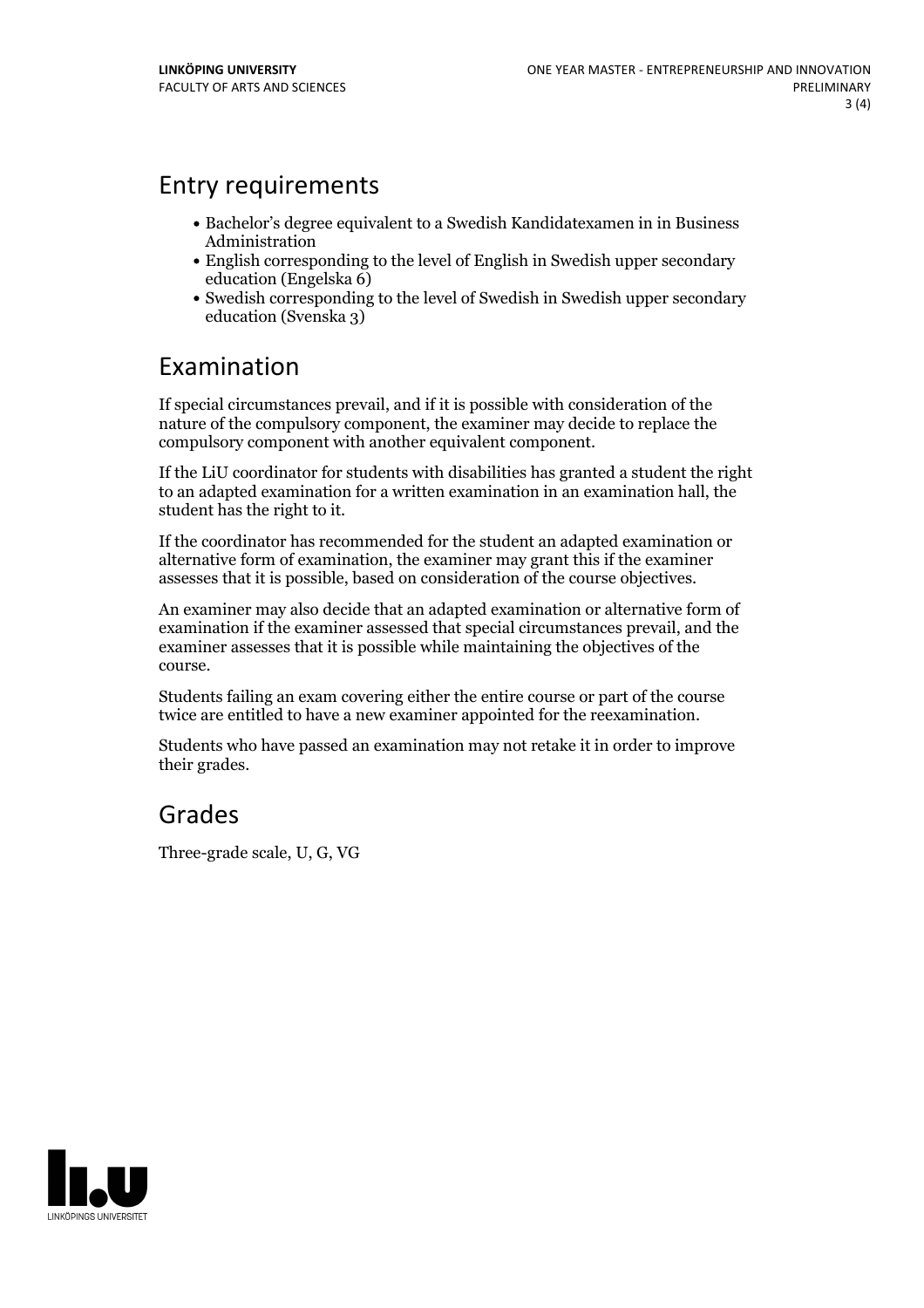## Entry requirements

- Bachelor's degree equivalent to a Swedish Kandidatexamen in in Business Administration
- English corresponding to the level of English in Swedish upper secondary education (Engelska 6)
- Swedish corresponding to the level of Swedish in Swedish upper secondary education (Svenska 3)

## Examination

If special circumstances prevail, and if it is possible with consideration of the nature of the compulsory component, the examiner may decide to replace the compulsory component with another equivalent component.

If the LiU coordinator for students with disabilities has granted a student the right to an adapted examination for a written examination in an examination hall, the student has the right to it.

If the coordinator has recommended for the student an adapted examination or alternative form of examination, the examiner may grant this if the examiner assesses that it is possible, based on consideration of the course objectives.

An examiner may also decide that an adapted examination or alternative form of examination if the examiner assessed that special circumstances prevail, and the examiner assesses that it is possible while maintaining the objectives of the course.

Students failing an exam covering either the entire course or part of the course twice are entitled to have a new examiner appointed for the reexamination.

Students who have passed an examination may not retake it in order to improve their grades.

## Grades

Three-grade scale, U, G, VG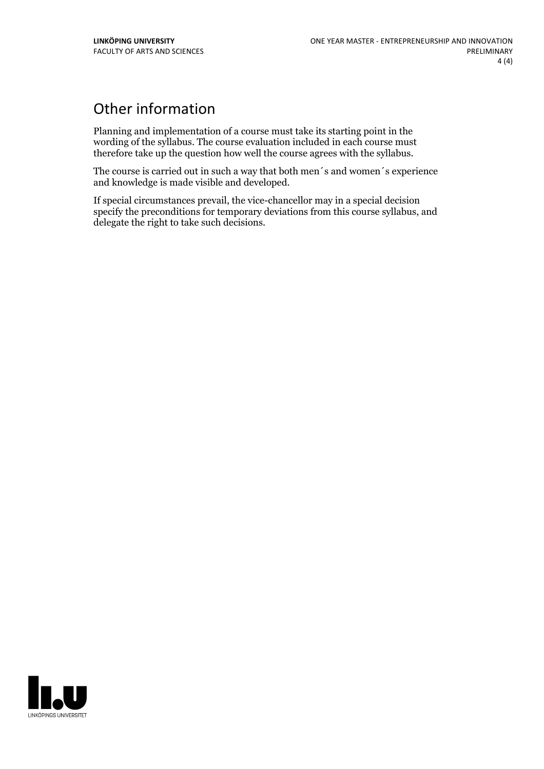# Other information

Planning and implementation of a course must take its starting point in the wording of the syllabus. The course evaluation included in each course must therefore take up the question how well the course agrees with the syllabus.

The course is carried out in such a way that both men´s and women´s experience and knowledge is made visible and developed.

If special circumstances prevail, the vice-chancellor may in a special decision specify the preconditions for temporary deviations from this course syllabus, and delegate the right to take such decisions.